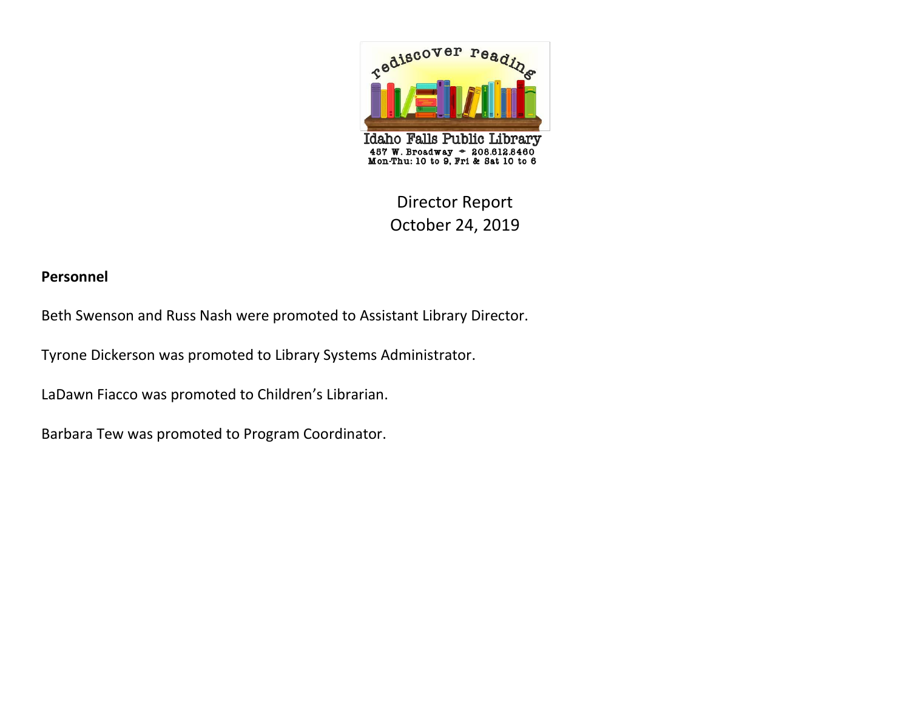rediscover reading

Idaho Falls Public Library
457 W. Broadway • 208.612.8460
Mon-Thu: 10 to 9, Fri & Sat 10 to 6

# Director Report
October 24, 2019

**Personnel**

Beth Swenson and Russ Nash were promoted to Assistant Library Director.

Tyrone Dickerson was promoted to Library Systems Administrator.

LaDawn Fiacco was promoted to Children's Librarian.

Barbara Tew was promoted to Program Coordinator.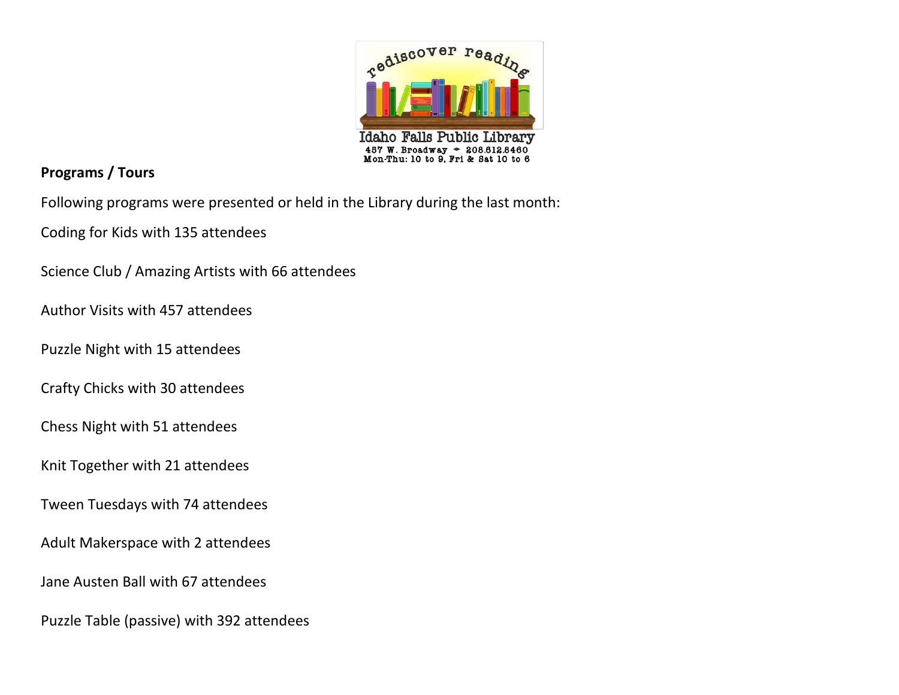Idaho Falls Public Library
457 W. Broadway • 208.612.8460
Mon-Thu: 10 to 9, Fri & Sat 10 to 6

**Programs / Tours**

Following programs were presented or held in the Library during the last month:

Coding for Kids with 135 attendees

Science Club / Amazing Artists with 66 attendees

Author Visits with 457 attendees

Puzzle Night with 15 attendees

Crafty Chicks with 30 attendees

Chess Night with 51 attendees

Knit Together with 21 attendees

Tween Tuesdays with 74 attendees

Adult Makerspace with 2 attendees

Jane Austen Ball with 67 attendees

Puzzle Table (passive) with 392 attendees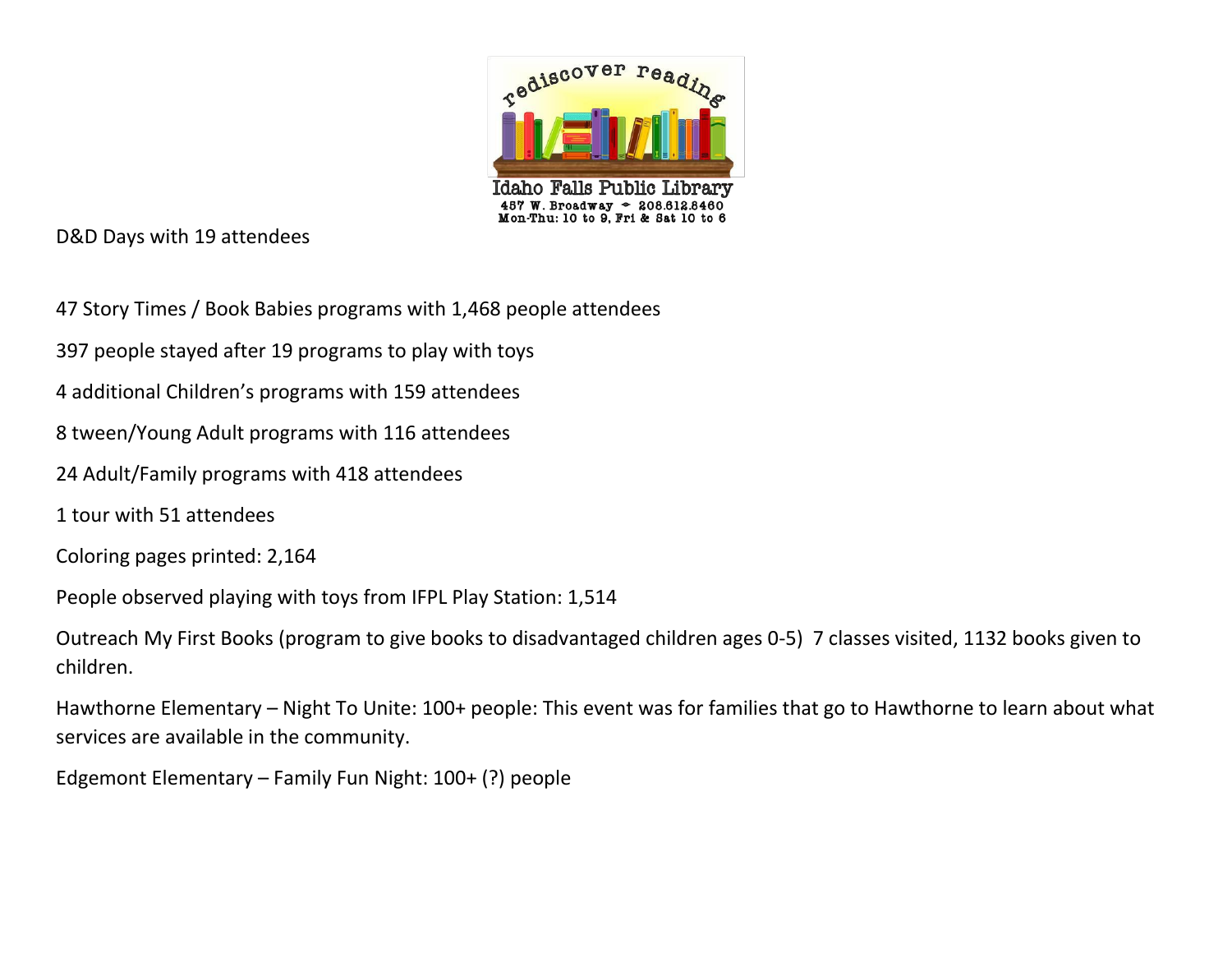Idaho Falls Public Library
457 W. Broadway • 208.612.8460
Mon-Thu: 10 to 9, Fri & Sat 10 to 6

D&D Days with 19 attendees

47 Story Times / Book Babies programs with 1,468 people attendees

397 people stayed after 19 programs to play with toys

4 additional Children's programs with 159 attendees

8 tween/Young Adult programs with 116 attendees

24 Adult/Family programs with 418 attendees

1 tour with 51 attendees

Coloring pages printed: 2,164

People observed playing with toys from IFPL Play Station: 1,514

Outreach My First Books (program to give books to disadvantaged children ages 0-5) 7 classes visited, 1132 books given to children.

Hawthorne Elementary – Night To Unite: 100+ people: This event was for families that go to Hawthorne to learn about what services are available in the community.

Edgemont Elementary – Family Fun Night: 100+ (?) people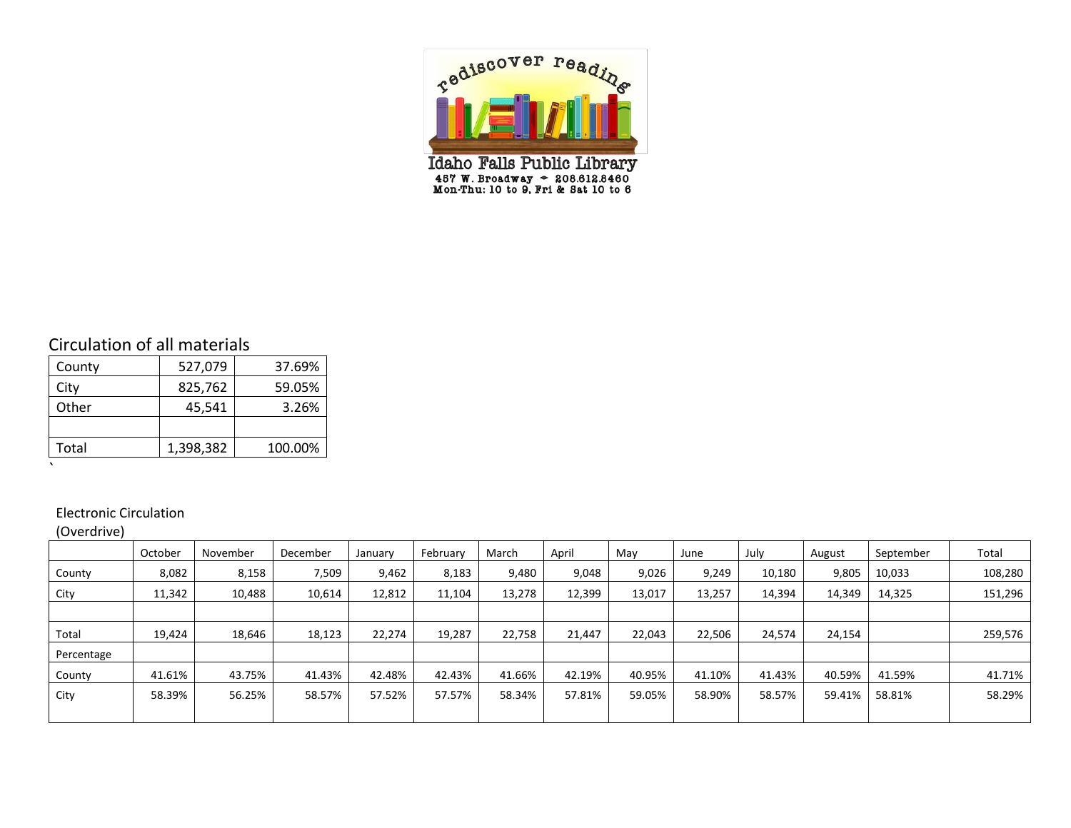rediscover reading

Idaho Falls Public Library
457 W. Broadway • 208.612.8460
Mon-Thu: 10 to 9, Fri & Sat 10 to 6

Circulation of all materials

| | | |
|---|---|---|
| County | 527,079 | 37.69% |
| City | 825,762 | 59.05% |
| Other | 45,541 | 3.26% |
| | | |
| Total | 1,398,382 | 100.00% |

`

Electronic Circulation (Overdrive)

| | October | November | December | January | February | March | April | May | June | July | August | September | Total |
|---|---|---|---|---|---|---|---|---|---|---|---|---|---|
| County | 8,082 | 8,158 | 7,509 | 9,462 | 8,183 | 9,480 | 9,048 | 9,026 | 9,249 | 10,180 | 9,805 | 10,033 | 108,280 |
| City | 11,342 | 10,488 | 10,614 | 12,812 | 11,104 | 13,278 | 12,399 | 13,017 | 13,257 | 14,394 | 14,349 | 14,325 | 151,296 |
| | | | | | | | | | | | | | |
| Total | 19,424 | 18,646 | 18,123 | 22,274 | 19,287 | 22,758 | 21,447 | 22,043 | 22,506 | 24,574 | 24,154 | | 259,576 |
| Percentage | | | | | | | | | | | | | |
| County | 41.61% | 43.75% | 41.43% | 42.48% | 42.43% | 41.66% | 42.19% | 40.95% | 41.10% | 41.43% | 40.59% | 41.59% | 41.71% |
| City | 58.39% | 56.25% | 58.57% | 57.52% | 57.57% | 58.34% | 57.81% | 59.05% | 58.90% | 58.57% | 59.41% | 58.81% | 58.29% |